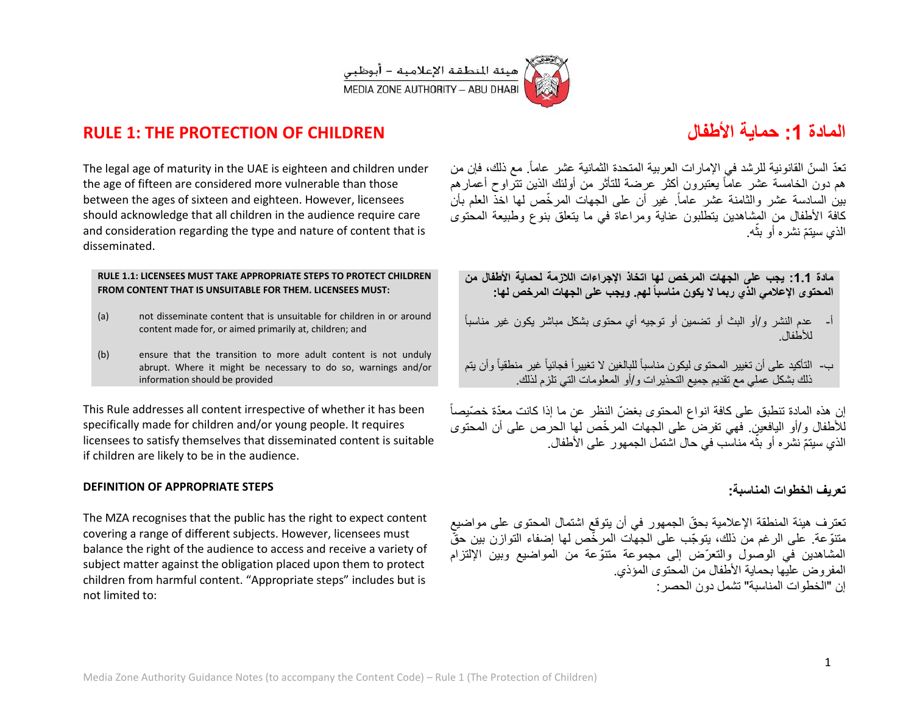هيئة المنطقة الإعلامية – أبوظبي
MEDIA ZONE AUTHORITY – ABU DHABI

## RULE 1: THE PROTECTION OF CHILDREN

The legal age of maturity in the UAE is eighteen and children under the age of fifteen are considered more vulnerable than those between the ages of sixteen and eighteen. However, licensees should acknowledge that all children in the audience require care and consideration regarding the type and nature of content that is disseminated.

**RULE 1.1: LICENSEES MUST TAKE APPROPRIATE STEPS TO PROTECT CHILDREN FROM CONTENT THAT IS UNSUITABLE FOR THEM. LICENSEES MUST:**

(a) not disseminate content that is unsuitable for children in or around content made for, or aimed primarily at, children; and

(b) ensure that the transition to more adult content is not unduly abrupt. Where it might be necessary to do so, warnings and/or information should be provided

This Rule addresses all content irrespective of whether it has been specifically made for children and/or young people. It requires licensees to satisfy themselves that disseminated content is suitable if children are likely to be in the audience.

**DEFINITION OF APPROPRIATE STEPS**

The MZA recognises that the public has the right to expect content covering a range of different subjects. However, licensees must balance the right of the audience to access and receive a variety of subject matter against the obligation placed upon them to protect children from harmful content. “Appropriate steps” includes but is not limited to:

## المادة 1: حماية الأطفال

تعدّ السنّ القانونية للرشد في الإمارات العربية المتحدة الثمانية عشر عاماً. مع ذلك، فإن من هم دون الخامسة عشر عاماً يعتبرون أكثر عرضة للتأثر من أولئك الذين تتراوح أعمارهم بين السادسة عشر والثامنة عشر عاماً. غير أن على الجهات المرخّص لها اخذ العلم بأن كافة الأطفال من المشاهدين يتطلبون عناية ومراعاة في ما يتعلق بنوع وطبيعة المحتوى الذي سيتمّ نشره أو بثّه.

**مادة 1.1: يجب على الجهات المرخص لها اتخاذ الإجراءات اللازمة لحماية الأطفال من المحتوى الإعلامي الذي ربما لا يكون مناسباً لهم. ويجب على الجهات المرخص لها:**

أ- عدم النشر و/أو البث أو تضمين أو توجيه أي محتوى بشكل مباشر يكون غير مناسباً للأطفال.

ب- التأكيد على أن تغيير المحتوى ليكون مناسباً للبالغين لا تغييراً فجائياً غير منطقياً وأن يتم ذلك بشكل عملي مع تقديم جميع التحذيرات و/أو المعلومات التي تلزم لذلك.

إن هذه المادة تنطبق على كافة انواع المحتوى بغضّ النظر عن ما إذا كانت معدّة خصّيصاً للأطفال و/أو اليافعين. فهي تفرض على الجهات المرخّص لها الحرص على أن المحتوى الذي سيتمّ نشره أو بثّه مناسب في حال اشتمل الجمهور على الأطفال.

**تعريف الخطوات المناسبة:**

تعترف هيئة المنطقة الإعلامية بحقّ الجمهور في أن يتوقع اشتمال المحتوى على مواضيع متنوّعة. على الرغم من ذلك، يتوجّب على الجهات المرخّص لها إضفاء التوازن بين حقّ المشاهدين في الوصول والتعرّض إلى مجموعة متنوّعة من المواضيع وبين الإلتزام المفروض عليها بحماية الأطفال من المحتوى المؤذي.
إن "الخطوات المناسبة" تشمل دون الحصر: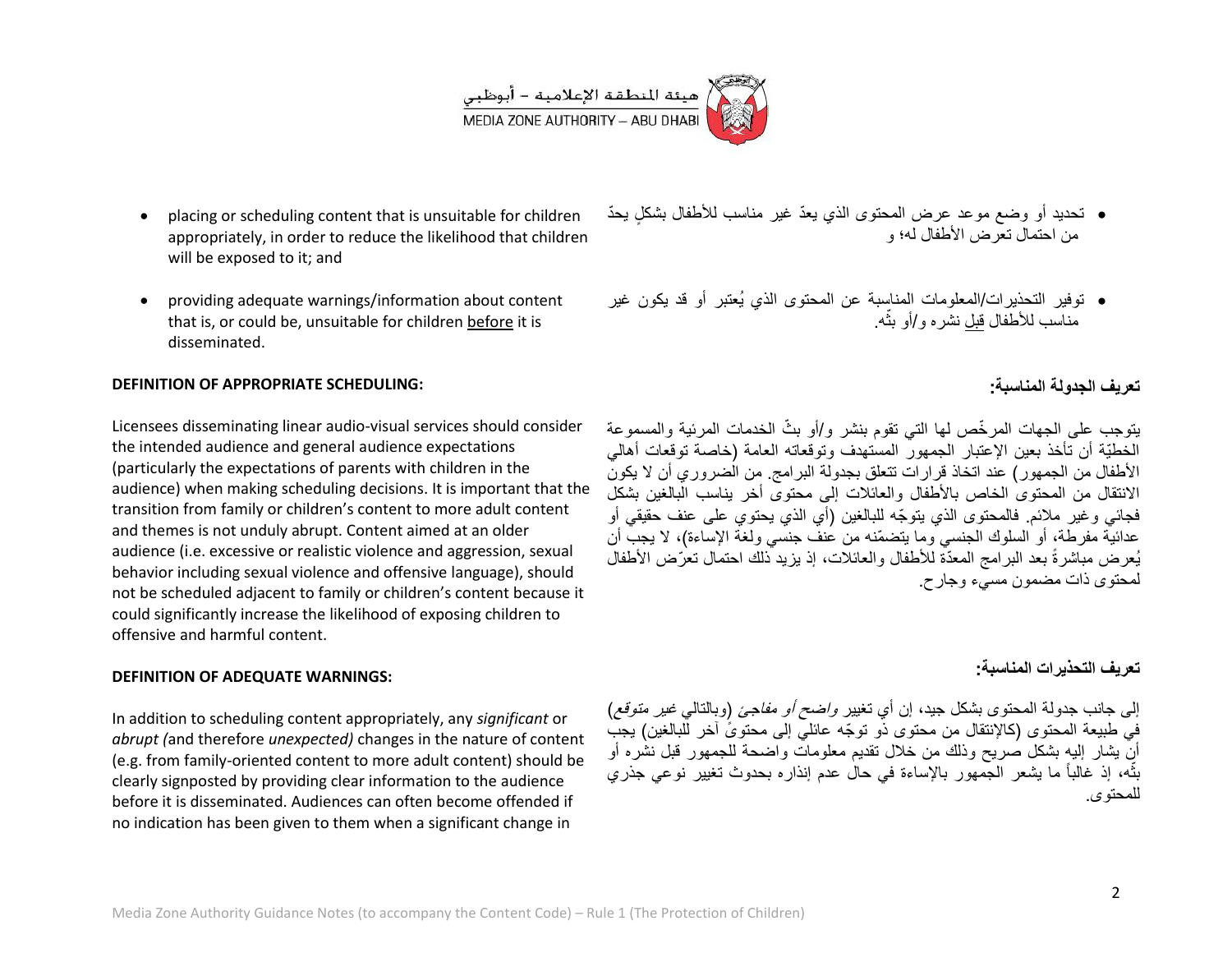- placing or scheduling content that is unsuitable for children appropriately, in order to reduce the likelihood that children will be exposed to it; and

- providing adequate warnings/information about content that is, or could be, unsuitable for children before it is disseminated.

**DEFINITION OF APPROPRIATE SCHEDULING:**

Licensees disseminating linear audio-visual services should consider the intended audience and general audience expectations (particularly the expectations of parents with children in the audience) when making scheduling decisions. It is important that the transition from family or children's content to more adult content and themes is not unduly abrupt. Content aimed at an older audience (i.e. excessive or realistic violence and aggression, sexual behavior including sexual violence and offensive language), should not be scheduled adjacent to family or children's content because it could significantly increase the likelihood of exposing children to offensive and harmful content.

**DEFINITION OF ADEQUATE WARNINGS:**

In addition to scheduling content appropriately, any *significant* or *abrupt (*and therefore *unexpected)* changes in the nature of content (e.g. from family-oriented content to more adult content) should be clearly signposted by providing clear information to the audience before it is disseminated. Audiences can often become offended if no indication has been given to them when a significant change in

- تحديد أو وضع موعد عرض المحتوى الذي يعدّ غير مناسب للأطفال بشكلٍ يحدّ من احتمال تعرض الأطفال له؛ و

- توفير التحذيرات/المعلومات المناسبة عن المحتوى الذي يُعتبر أو قد يكون غير مناسب للأطفال قبل نشره و/أو بثّه.

**تعريف الجدولة المناسبة:**

يتوجب على الجهات المرخّص لها التي تقوم بنشر و/أو بثّ الخدمات المرئية والمسموعة الخطيّة أن تأخذ بعين الإعتبار الجمهور المستهدف وتوقعاته العامة (خاصة توقعات أهالي الأطفال من الجمهور) عند اتخاذ قرارات تتعلق بجدولة البرامج. من الضروري أن لا يكون الانتقال من المحتوى الخاص بالأطفال والعائلات إلى محتوى أخر يناسب البالغين بشكل فجائي وغير ملائم. فالمحتوى الذي يتوجّه للبالغين (أي الذي يحتوي على عنف حقيقي أو عدائية مفرطة، أو السلوك الجنسي وما يتضمّنه من عنف جنسي ولغة الإساءة)، لا يجب أن يُعرض مباشرةً بعد البرامج المعدّة للأطفال والعائلات، إذ يزيد ذلك احتمال تعرّض الأطفال لمحتوى ذات مضمون مسيء وجارح.

**تعريف التحذيرات المناسبة:**

إلى جانب جدولة المحتوى بشكل جيد، إن أي تغيير *واضح أو مفاجئ* (وبالتالي *غير متوقع*) في طبيعة المحتوى (كالإنتقال من محتوى ذو توجّه عائلي إلى محتوىً آخر للبالغين) يجب أن يشار إليه بشكل صريح وذلك من خلال تقديم معلومات واضحة للجمهور قبل نشره أو بثّه، إذ غالباً ما يشعر الجمهور بالإساءة في حال عدم إنذاره بحدوث تغيير نوعي جذري للمحتوى.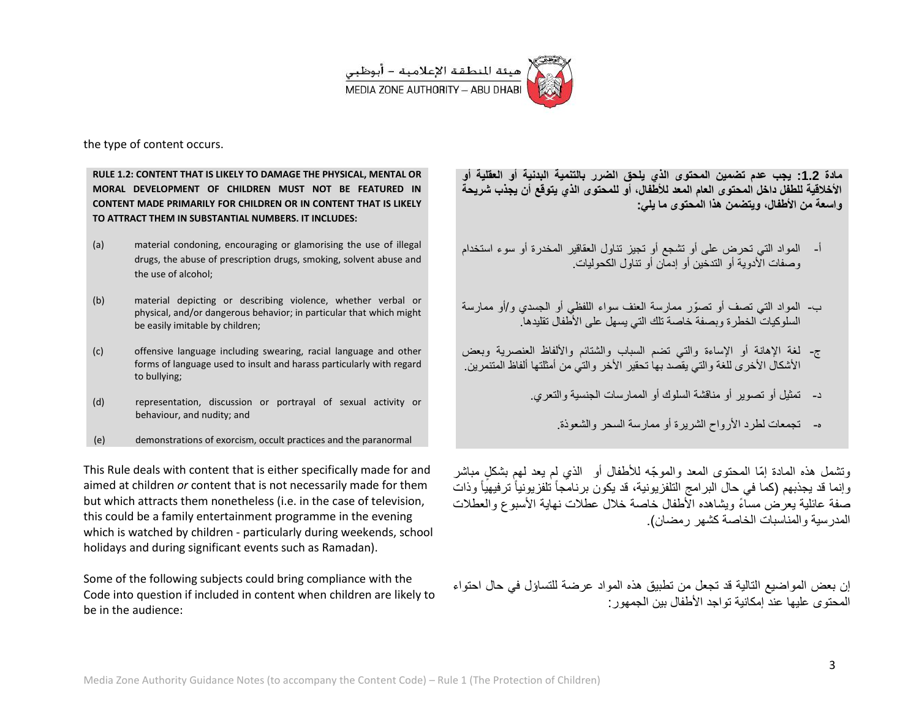the type of content occurs.

**RULE 1.2: CONTENT THAT IS LIKELY TO DAMAGE THE PHYSICAL, MENTAL OR MORAL DEVELOPMENT OF CHILDREN MUST NOT BE FEATURED IN CONTENT MADE PRIMARILY FOR CHILDREN OR IN CONTENT THAT IS LIKELY TO ATTRACT THEM IN SUBSTANTIAL NUMBERS. IT INCLUDES:**

(a) material condoning, encouraging or glamorising the use of illegal drugs, the abuse of prescription drugs, smoking, solvent abuse and the use of alcohol;

(b) material depicting or describing violence, whether verbal or physical, and/or dangerous behavior; in particular that which might be easily imitable by children;

(c) offensive language including swearing, racial language and other forms of language used to insult and harass particularly with regard to bullying;

(d) representation, discussion or portrayal of sexual activity or behaviour, and nudity; and

(e) demonstrations of exorcism, occult practices and the paranormal

This Rule deals with content that is either specifically made for and aimed at children *or* content that is not necessarily made for them but which attracts them nonetheless (i.e. in the case of television, this could be a family entertainment programme in the evening which is watched by children - particularly during weekends, school holidays and during significant events such as Ramadan).

Some of the following subjects could bring compliance with the Code into question if included in content when children are likely to be in the audience:

**مادة 1.2: يجب عدم تضمين المحتوى الذي يلحق الضرر بالتنمية البدنية أو العقلية أو الأخلاقية للطفل داخل المحتوى العام المعد للأطفال، أو للمحتوى الذي يتوقع أن يجذب شريحة واسعة من الأطفال، ويتضمن هذا المحتوى ما يلي:**

أ- المواد التي تحرض على أو تشجع أو تجيز تناول العقاقير المخدرة أو سوء استخدام وصفات الأدوية أو التدخين أو إدمان أو تناول الكحوليات.

ب- المواد التي تصف أو تصوّر ممارسة العنف سواء اللفظي أو الجسدي و/أو ممارسة السلوكيات الخطرة وبصفة خاصة تلك التي يسهل على الأطفال تقليدها.

ج- لغة الإهانة أو الإساءة والتي تضم السباب والشتائم والألفاظ العنصرية وبعض الأشكال الأخرى للغة والتي يقصد بها تحقير الأخر والتي من أمثلتها ألفاظ المتنمرين.

د- تمثيل أو تصوير أو مناقشة السلوك أو الممارسات الجنسية والتعري.

هـ- تجمعات لطرد الأرواح الشريرة أو ممارسة السحر والشعوذة.

وتشمل هذه المادة إمّا المحتوى المعد والموجّه للأطفال أو الذي لم يعد لهم بشكل مباشر وإنما قد يجذبهم (كما في حال البرامج التلفزيونية، قد يكون برنامجاً تلفزيونياً ترفيهياً وذات صفة عائلية يعرض مساءً ويشاهده الأطفال خاصة خلال عطلات نهاية الأسبوع والعطلات المدرسية والمناسبات الخاصة كشهر رمضان).

إن بعض المواضيع التالية قد تجعل من تطبيق هذه المواد عرضة للتساؤل في حال احتواء المحتوى عليها عند إمكانية تواجد الأطفال بين الجمهور: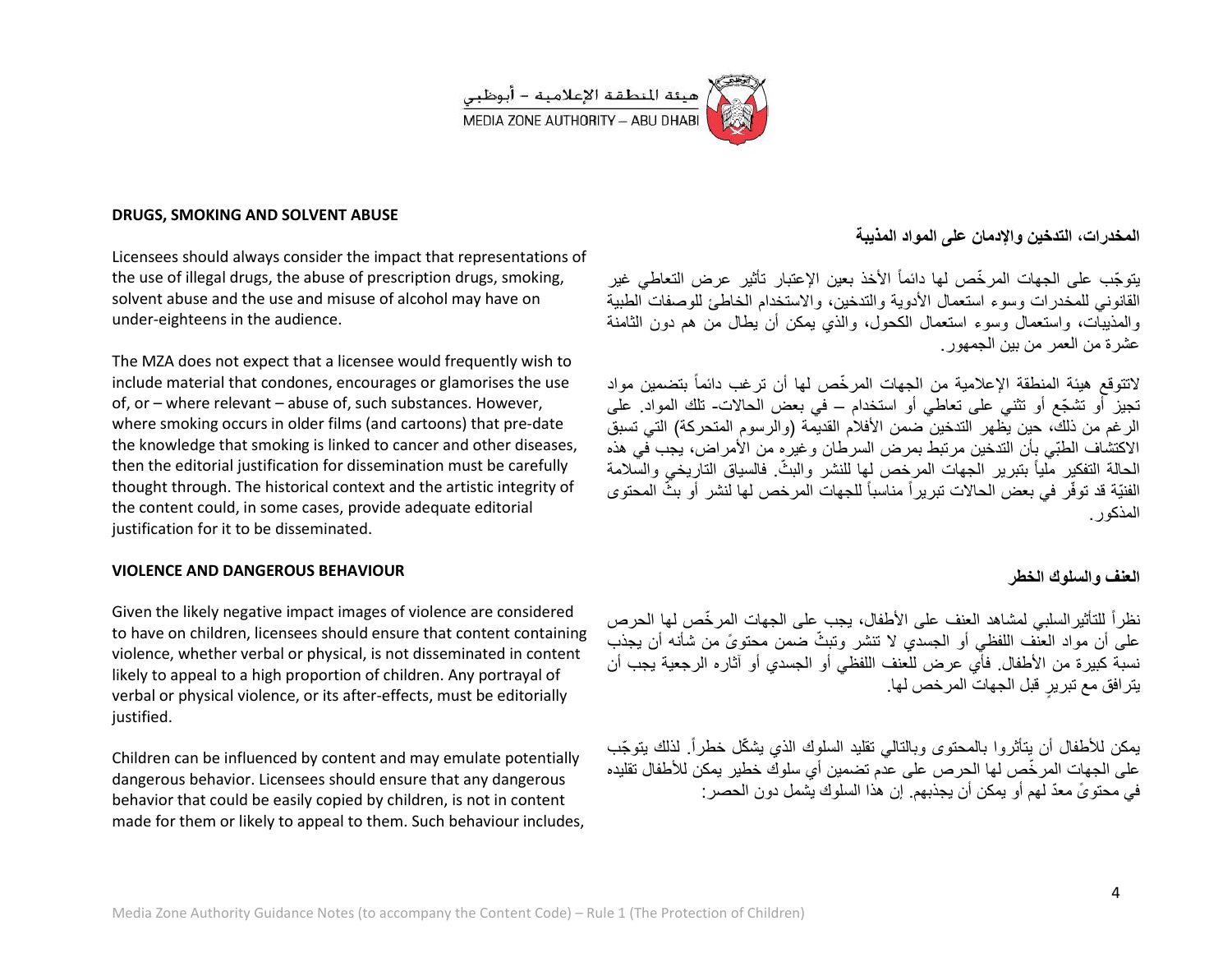**DRUGS, SMOKING AND SOLVENT ABUSE**

Licensees should always consider the impact that representations of the use of illegal drugs, the abuse of prescription drugs, smoking, solvent abuse and the use and misuse of alcohol may have on under-eighteens in the audience.

The MZA does not expect that a licensee would frequently wish to include material that condones, encourages or glamorises the use of, or – where relevant – abuse of, such substances. However, where smoking occurs in older films (and cartoons) that pre-date the knowledge that smoking is linked to cancer and other diseases, then the editorial justification for dissemination must be carefully thought through. The historical context and the artistic integrity of the content could, in some cases, provide adequate editorial justification for it to be disseminated.

**VIOLENCE AND DANGEROUS BEHAVIOUR**

Given the likely negative impact images of violence are considered to have on children, licensees should ensure that content containing violence, whether verbal or physical, is not disseminated in content likely to appeal to a high proportion of children. Any portrayal of verbal or physical violence, or its after-effects, must be editorially justified.

Children can be influenced by content and may emulate potentially dangerous behavior. Licensees should ensure that any dangerous behavior that could be easily copied by children, is not in content made for them or likely to appeal to them. Such behaviour includes,

**المخدرات، التدخين والإدمان على المواد المذيبة**

يتوجّب على الجهات المرخّص لها دائماً الأخذ بعين الإعتبار تأثير عرض التعاطي غير القانوني للمخدرات وسوء استعمال الأدوية والتدخين، والاستخدام الخاطئ للوصفات الطبية والمذيبات، واستعمال وسوء استعمال الكحول، والذي يمكن أن يطال من هم دون الثامنة عشرة من العمر من بين الجمهور.

لاتتوقع هيئة المنطقة الإعلامية من الجهات المرخّص لها أن ترغب دائماً بتضمين مواد تجيز أو تشجّع أو تثني على تعاطي أو استخدام – في بعض الحالات- تلك المواد. على الرغم من ذلك، حين يظهر التدخين ضمن الأفلام القديمة (والرسوم المتحركة) التي تسبق الاكتشاف الطبّي بأن التدخين مرتبط بمرض السرطان وغيره من الأمراض، يجب في هذه الحالة التفكير ملياً بتبرير الجهات المرخص لها للنشر والبثّ. فالسياق التاريخي والسلامة الفنيّة قد توفّر في بعض الحالات تبريراً مناسباً للجهات المرخص لها لنشر أو بثّ المحتوى المذكور.

**العنف والسلوك الخطر**

نظراً للتأثيرالسلبي لمشاهد العنف على الأطفال، يجب على الجهات المرخّص لها الحرص على أن مواد العنف اللفظي أو الجسدي لا تنشر وتبثّ ضمن محتوىً من شأنه أن يجذب نسبة كبيرة من الأطفال. فأي عرض للعنف اللفظي أو الجسدي أو آثاره الرجعية يجب أن يترافق مع تبريرٍ قبل الجهات المرخص لها.

يمكن للأطفال أن يتأثروا بالمحتوى وبالتالي تقليد السلوك الذي يشكّل خطراً. لذلك يتوجّب على الجهات المرخّص لها الحرص على عدم تضمين أي سلوك خطير يمكن للأطفال تقليده في محتوىً معدّ لهم أو يمكن أن يجذبهم. إن هذا السلوك يشمل دون الحصر: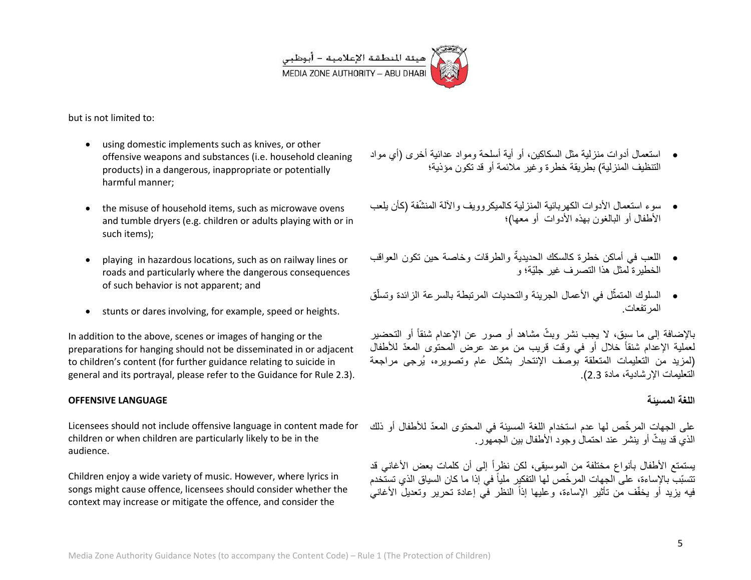but is not limited to:

- using domestic implements such as knives, or other offensive weapons and substances (i.e. household cleaning products) in a dangerous, inappropriate or potentially harmful manner;
- the misuse of household items, such as microwave ovens and tumble dryers (e.g. children or adults playing with or in such items);
- playing in hazardous locations, such as on railway lines or roads and particularly where the dangerous consequences of such behavior is not apparent; and
- stunts or dares involving, for example, speed or heights.

In addition to the above, scenes or images of hanging or the preparations for hanging should not be disseminated in or adjacent to children's content (for further guidance relating to suicide in general and its portrayal, please refer to the Guidance for Rule 2.3).

**OFFENSIVE LANGUAGE**

Licensees should not include offensive language in content made for children or when children are particularly likely to be in the audience.

Children enjoy a wide variety of music. However, where lyrics in songs might cause offence, licensees should consider whether the context may increase or mitigate the offence, and consider the

- استعمال أدوات منزلية مثل السكاكين، أو أية أسلحة ومواد عدائية أخرى (أي مواد التنظيف المنزلية) بطريقة خطرة وغير ملائمة أو قد تكون مؤذية؛
- سوء استعمال الأدوات الكهربائية المنزلية كالميكروويف والآلة المنشّفة (كأن يلعب الأطفال أو البالغون بهذه الأدوات أو معها)؛
- اللعب في أماكن خطرة كالسكك الحديديّة والطرقات وخاصة حين تكون العواقب الخطيرة لمثل هذا التصرف غير جليّة؛ و
- السلوك المتمثّل في الأعمال الجريئة والتحديات المرتبطة بالسرعة الزائدة وتسلّق المرتفعات.

بالإضافة إلى ما سبق، لا يجب نشر وبثّ مشاهد أو صور عن الإعدام شنقاً أو التحضير لعملية الإعدام شنقاً خلال أو في وقت قريب من موعد عرض المحتوى المعدّ للأطفال (لمزيد من التعليمات المتعلقة بوصف الإنتحار بشكل عام وتصويره، يُرجى مراجعة التعليمات الإرشادية، مادة 2.3).

**اللغة المسيئة**

على الجهات المرخّص لها عدم استخدام اللغة المسيئة في المحتوى المعدّ للأطفال أو ذلك الذي قد يبثّ أو ينشر عند احتمال وجود الأطفال بين الجمهور.

يستمتع الأطفال بأنواع مختلفة من الموسيقى، لكن نظراً إلى أن كلمات بعض الأغاني قد تتسبّب بالإساءة، على الجهات المرخّص لها التفكير ملياً في إذا ما كان السياق الذي تستخدم فيه يزيد أو يخفّف من تأثير الإساءة، وعليها إذاً النظر في إعادة تحرير وتعديل الأغاني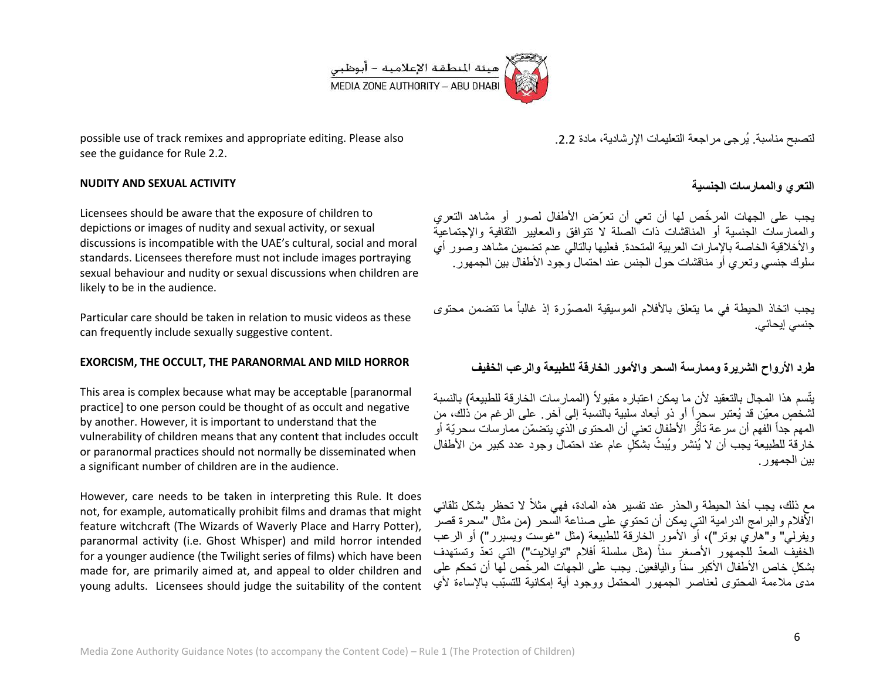possible use of track remixes and appropriate editing. Please also see the guidance for Rule 2.2.

لتصبح مناسبة. يُرجى مراجعة التعليمات الإرشادية، مادة 2.2.

**NUDITY AND SEXUAL ACTIVITY**

**التعري والممارسات الجنسية**

Licensees should be aware that the exposure of children to depictions or images of nudity and sexual activity, or sexual discussions is incompatible with the UAE's cultural, social and moral standards. Licensees therefore must not include images portraying sexual behaviour and nudity or sexual discussions when children are likely to be in the audience.

يجب على الجهات المرخّص لها أن تعي أن تعرّض الأطفال لصور أو مشاهد التعري والممارسات الجنسية أو المناقشات ذات الصلة لا تتوافق والمعايير الثقافية والإجتماعية والأخلاقية الخاصة بالإمارات العربية المتحدة. فعليها بالتالي عدم تضمين مشاهد وصور أي سلوك جنسي وتعري أو مناقشات حول الجنس عند احتمال وجود الأطفال بين الجمهور.

Particular care should be taken in relation to music videos as these can frequently include sexually suggestive content.

يجب اتخاذ الحيطة في ما يتعلق بالأفلام الموسيقية المصوّرة إذ غالباً ما تتضمن محتوى جنسي إيحائي.

**EXORCISM, THE OCCULT, THE PARANORMAL AND MILD HORROR**

**طرد الأرواح الشريرة وممارسة السحر والأمور الخارقة للطبيعة والرعب الخفيف**

This area is complex because what may be acceptable [paranormal practice] to one person could be thought of as occult and negative by another. However, it is important to understand that the vulnerability of children means that any content that includes occult or paranormal practices should not normally be disseminated when a significant number of children are in the audience.

يتّسم هذا المجال بالتعقيد لأن ما يمكن اعتباره مقبولاً (الممارسات الخارقة للطبيعة) بالنسبة لشخصٍ معيّن قد يُعتبر سحراً أو ذو أبعاد سلبية بالنسبة إلى آخر. على الرغم من ذلك، من المهم جداً الفهم أن سرعة تأثّر الأطفال تعني أن المحتوى الذي يتضمّن ممارسات سحريّة أو خارقة للطبيعة يجب أن لا يُنشر ويُبثّ بشكلٍ عام عند احتمال وجود عدد كبير من الأطفال بين الجمهور.

However, care needs to be taken in interpreting this Rule. It does not, for example, automatically prohibit films and dramas that might feature witchcraft (The Wizards of Waverly Place and Harry Potter), paranormal activity (i.e. Ghost Whisper) and mild horror intended for a younger audience (the Twilight series of films) which have been made for, are primarily aimed at, and appeal to older children and young adults. Licensees should judge the suitability of the content

مع ذلك، يجب أخذ الحيطة والحذر عند تفسير هذه المادة، فهي مثلاً لا تحظر بشكل تلقائي الأفلام والبرامج الدرامية التي يمكن أن تحتوي على صناعة السحر (من مثال "سحرة قصر ويفرلي" و"هاري بوتر")، أو الأمور الخارقة للطبيعة (مثل "غوست ويسبرر") أو الرعب الخفيف المعدّ للجمهور الأصغر سناً (مثل سلسلة أفلام "توايلايت") التي تعدّ وتستهدف بشكلٍ خاص الأطفال الأكبر سناً واليافعين. يجب على الجهات المرخّص لها أن تحكم على مدى ملاءمة المحتوى لعناصر الجمهور المحتمل ووجود أية إمكانية للتسبّب بالإساءة لأي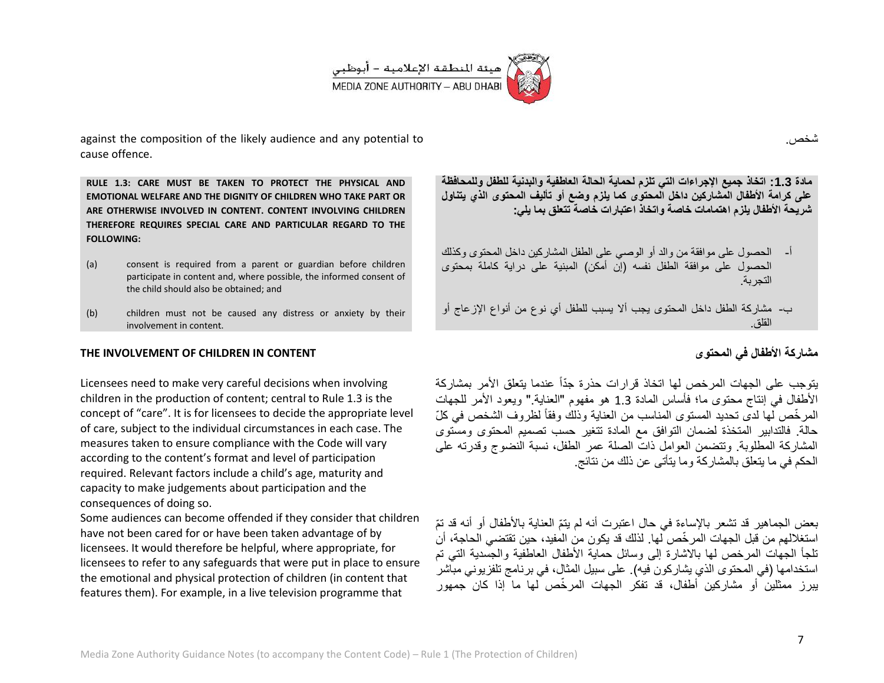against the composition of the likely audience and any potential to cause offence.

شخص.

**RULE 1.3: CARE MUST BE TAKEN TO PROTECT THE PHYSICAL AND EMOTIONAL WELFARE AND THE DIGNITY OF CHILDREN WHO TAKE PART OR ARE OTHERWISE INVOLVED IN CONTENT. CONTENT INVOLVING CHILDREN THEREFORE REQUIRES SPECIAL CARE AND PARTICULAR REGARD TO THE FOLLOWING:**

(a) consent is required from a parent or guardian before children participate in content and, where possible, the informed consent of the child should also be obtained; and

(b) children must not be caused any distress or anxiety by their involvement in content.

**مادة 1.3: اتخاذ جميع الإجراءات التي تلزم لحماية الحالة العاطفية والبدنية للطفل وللمحافظة على كرامة الأطفال المشاركين داخل المحتوى كما يلزم وضع أو تأليف المحتوى الذي يتناول شريحة الأطفال يلزم اهتمامات خاصة واتخاذ اعتبارات خاصة تتعلق بما يلي:**

أ- الحصول على موافقة من والد أو الوصي على الطفل المشاركين داخل المحتوى وكذلك الحصول على موافقة الطفل نفسه (إن أمكن) المبنية على دراية كاملة بمحتوى التجربة.

ب- مشاركة الطفل داخل المحتوى يجب ألا يسبب للطفل أي نوع من أنواع الإزعاج أو القلق.

### THE INVOLVEMENT OF CHILDREN IN CONTENT

Licensees need to make very careful decisions when involving children in the production of content; central to Rule 1.3 is the concept of “care”. It is for licensees to decide the appropriate level of care, subject to the individual circumstances in each case. The measures taken to ensure compliance with the Code will vary according to the content’s format and level of participation required. Relevant factors include a child’s age, maturity and capacity to make judgements about participation and the consequences of doing so.

Some audiences can become offended if they consider that children have not been cared for or have been taken advantage of by licensees. It would therefore be helpful, where appropriate, for licensees to refer to any safeguards that were put in place to ensure the emotional and physical protection of children (in content that features them). For example, in a live television programme that

### مشاركة الأطفال في المحتوى

يتوجب على الجهات المرخص لها اتخاذ قرارات حذرة جدّاً عندما يتعلق الأمر بمشاركة الأطفال في إنتاج محتوى ما؛ فأساس المادة 1.3 هو مفهوم "العناية." ويعود الأمر للجهات المرخّص لها لدى تحديد المستوى المناسب من العناية وذلك وفقاً لظروف الشخص في كلّ حالة. فالتدابير المتخذة لضمان التوافق مع المادة تتغير حسب تصميم المحتوى ومستوى المشاركة المطلوبة. وتتضمن العوامل ذات الصلة عمر الطفل، نسبة النضوج وقدرته على الحكم في ما يتعلق بالمشاركة وما يتأتى عن ذلك من نتائج.

بعض الجماهير قد تشعر بالإساءة في حال اعتبرت أنه لم يتمّ العناية بالأطفال أو أنه قد تمّ استغلالهم من قبل الجهات المرخّص لها. لذلك قد يكون من المفيد، حين تقتضي الحاجة، أن تلجأ الجهات المرخص لها بالاشارة إلى وسائل حماية الأطفال العاطفية والجسدية التي تم استخدامها (في المحتوى الذي يشاركون فيه). على سبيل المثال، في برنامج تلفزيوني مباشر يبرز ممثلين أو مشاركين أطفال، قد تفكر الجهات المرخّص لها ما إذا كان جمهور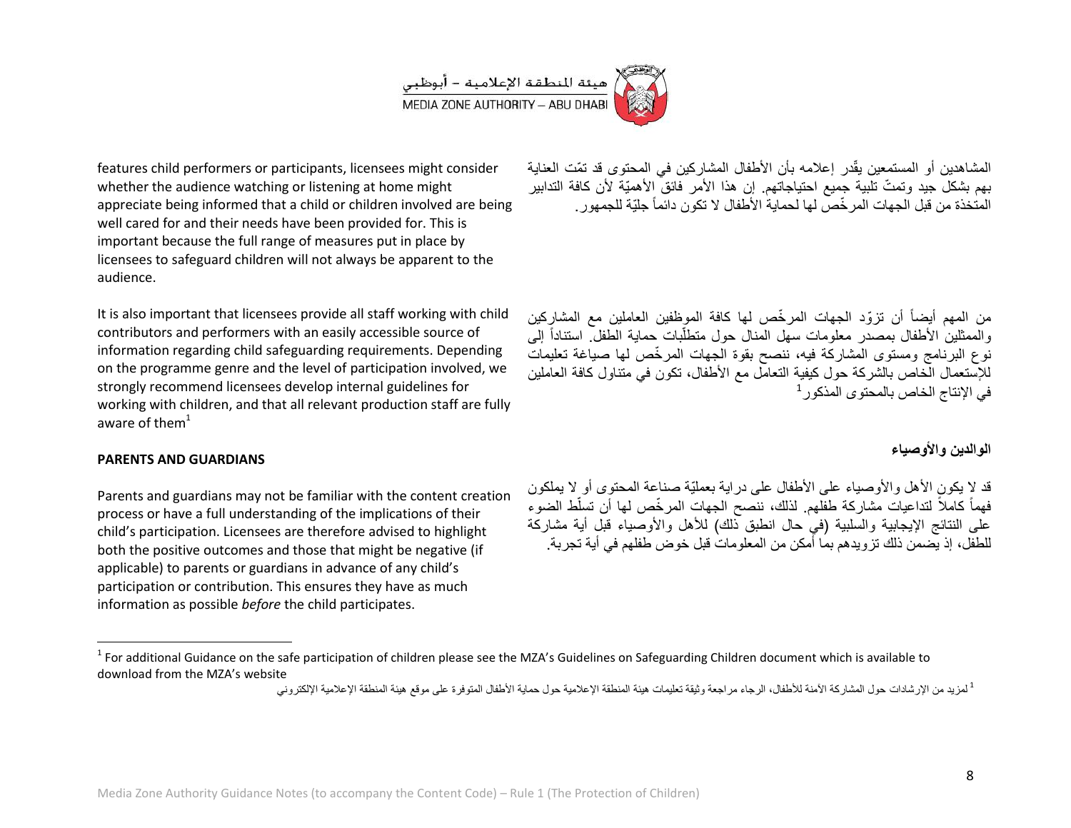features child performers or participants, licensees might consider whether the audience watching or listening at home might appreciate being informed that a child or children involved are being well cared for and their needs have been provided for. This is important because the full range of measures put in place by licensees to safeguard children will not always be apparent to the audience.

المشاهدين أو المستمعين يقّدر إعلامه بأن الأطفال المشاركين في المحتوى قد تمّت العناية بهم بشكل جيد وتمتّ تلبية جميع احتياجاتهم. إن هذا الأمر فائق الأهميّة لأن كافة التدابير المتخذة من قبل الجهات المرخّص لها لحماية الأطفال لا تكون دائماً جليّة للجمهور.

It is also important that licensees provide all staff working with child contributors and performers with an easily accessible source of information regarding child safeguarding requirements. Depending on the programme genre and the level of participation involved, we strongly recommend licensees develop internal guidelines for working with children, and that all relevant production staff are fully aware of them[1]

من المهم أيضاً أن تزوّد الجهات المرخّص لها كافة الموظفين العاملين مع المشاركين والممثلين الأطفال بمصدر معلومات سهل المنال حول متطلّبات حماية الطفل. استناداً إلى نوع البرنامج ومستوى المشاركة فيه، ننصح بقوة الجهات المرخّص لها صياغة تعليمات للإستعمال الخاص بالشركة حول كيفية التعامل مع الأطفال، تكون في متناول كافة العاملين في الإنتاج الخاص بالمحتوى المذكور[1]

**PARENTS AND GUARDIANS**

**الوالدين والأوصياء**

Parents and guardians may not be familiar with the content creation process or have a full understanding of the implications of their child's participation. Licensees are therefore advised to highlight both the positive outcomes and those that might be negative (if applicable) to parents or guardians in advance of any child's participation or contribution. This ensures they have as much information as possible *before* the child participates.

قد لا يكون الأهل والأوصياء على الأطفال على دراية بعمليّة صناعة المحتوى أو لا يملكون فهماً كاملاً لتداعيات مشاركة طفلهم. لذلك، ننصح الجهات المرخّص لها أن تسلّط الضوء على النتائج الإيجابية والسلبية (في حال انطبق ذلك) للأهل والأوصياء قبل أية مشاركة للطفل، إذ يضمن ذلك تزويدهم بما أمكن من المعلومات قبل خوض طفلهم في أية تجربة.

---

[1] For additional Guidance on the safe participation of children please see the MZA's Guidelines on Safeguarding Children document which is available to download from the MZA's website

[1] لمزيد من الإرشادات حول المشاركة الآمنة للأطفال، الرجاء مراجعة وثيقة تعليمات هيئة المنطقة الإعلامية حول حماية الأطفال المتوفرة على موقع هيئة المنطقة الإعلامية الإلكتروني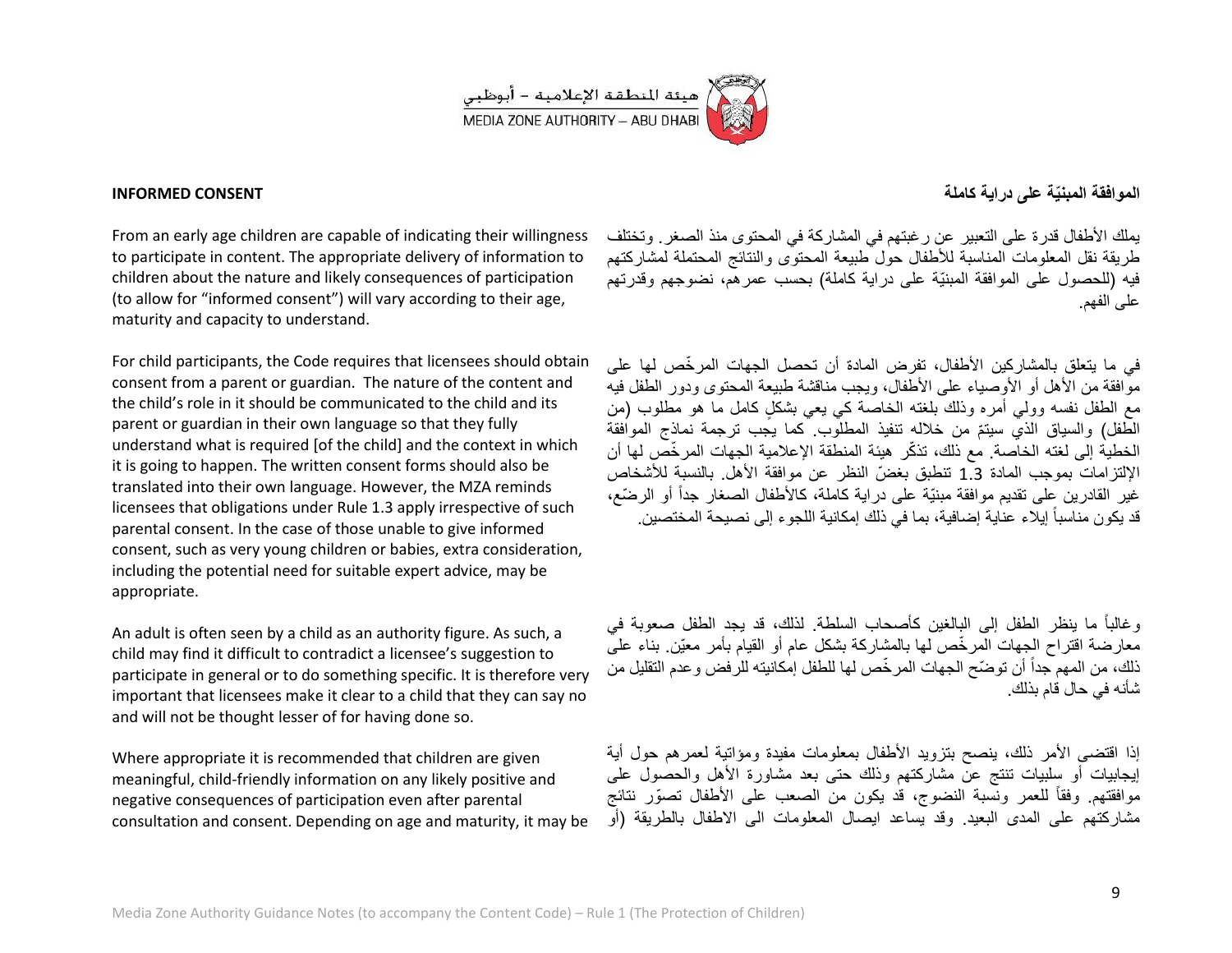هيئة المنطقة الإعلامية – أبوظبي
MEDIA ZONE AUTHORITY – ABU DHABI

## INFORMED CONSENT

From an early age children are capable of indicating their willingness to participate in content. The appropriate delivery of information to children about the nature and likely consequences of participation (to allow for "informed consent") will vary according to their age, maturity and capacity to understand.

For child participants, the Code requires that licensees should obtain consent from a parent or guardian. The nature of the content and the child's role in it should be communicated to the child and its parent or guardian in their own language so that they fully understand what is required [of the child] and the context in which it is going to happen. The written consent forms should also be translated into their own language. However, the MZA reminds licensees that obligations under Rule 1.3 apply irrespective of such parental consent. In the case of those unable to give informed consent, such as very young children or babies, extra consideration, including the potential need for suitable expert advice, may be appropriate.

An adult is often seen by a child as an authority figure. As such, a child may find it difficult to contradict a licensee's suggestion to participate in general or to do something specific. It is therefore very important that licensees make it clear to a child that they can say no and will not be thought lesser of for having done so.

Where appropriate it is recommended that children are given meaningful, child-friendly information on any likely positive and negative consequences of participation even after parental consultation and consent. Depending on age and maturity, it may be

## الموافقة المبنيّة على دراية كاملة

يملك الأطفال قدرة على التعبير عن رغبتهم في المشاركة في المحتوى منذ الصغر. وتختلف طريقة نقل المعلومات المناسبة للأطفال حول طبيعة المحتوى والنتائج المحتملة لمشاركتهم فيه (للحصول على الموافقة المبنيّة على دراية كاملة) بحسب عمرهم، نضوجهم وقدرتهم على الفهم.

في ما يتعلق بالمشاركين الأطفال، تفرض المادة أن تحصل الجهات المرخّص لها على موافقة من الأهل أو الأوصياء على الأطفال، ويجب مناقشة طبيعة المحتوى ودور الطفل فيه مع الطفل نفسه وولي أمره وذلك بلغته الخاصة كي يعي بشكلٍ كامل ما هو مطلوب (من الطفل) والسياق الذي سيتمّ من خلاله تنفيذ المطلوب. كما يجب ترجمة نماذج الموافقة الخطية إلى لغته الخاصة. مع ذلك، تذكّر هيئة المنطقة الإعلامية الجهات المرخّص لها أن الإلتزامات بموجب المادة 1.3 تنطبق بغضّ النظر عن موافقة الأهل. بالنسبة للأشخاص غير القادرين على تقديم موافقة مبنيّة على دراية كاملة، كالأطفال الصغار جداً أو الرضّع، قد يكون مناسباً إيلاء عناية إضافية، بما في ذلك إمكانية اللجوء إلى نصيحة المختصين.

وغالباً ما ينظر الطفل إلى البالغين كأصحاب السلطة. لذلك، قد يجد الطفل صعوبة في معارضة اقتراح الجهات المرخّص لها بالمشاركة بشكل عام أو القيام بأمر معيّن. بناء على ذلك، من المهم جداً أن توضّح الجهات المرخّص لها للطفل إمكانيته للرفض وعدم التقليل من شأنه في حال قام بذلك.

إذا اقتضى الأمر ذلك، ينصح بتزويد الأطفال بمعلومات مفيدة ومؤاتية لعمرهم حول أية إيجابيات أو سلبيات تنتج عن مشاركتهم وذلك حتى بعد مشاورة الأهل والحصول على موافقتهم. وفقاً للعمر ونسبة النضوج، قد يكون من الصعب على الأطفال تصوّر نتائج مشاركتهم على المدى البعيد. وقد يساعد ايصال المعلومات الى الاطفال بالطريقة (أو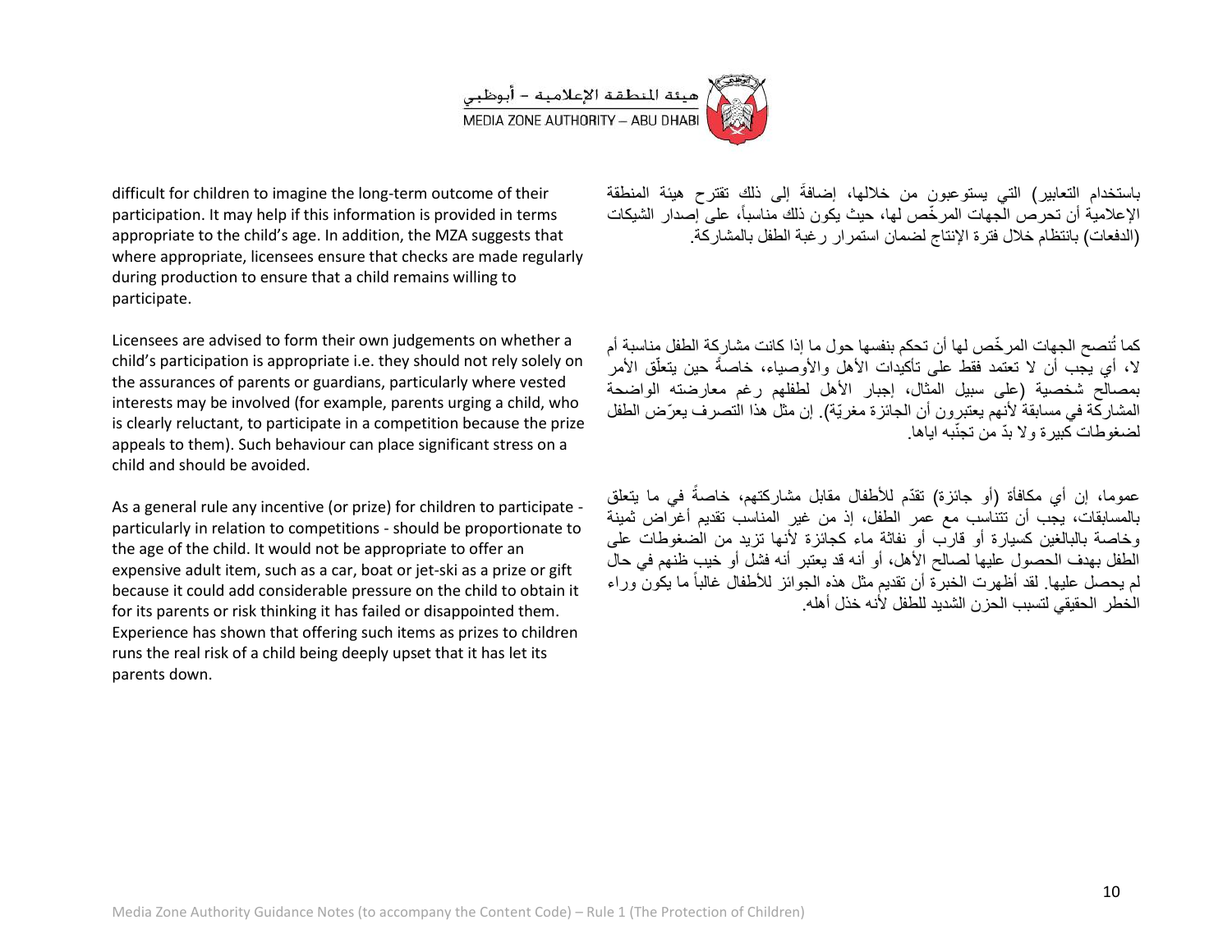difficult for children to imagine the long-term outcome of their participation. It may help if this information is provided in terms appropriate to the child's age. In addition, the MZA suggests that where appropriate, licensees ensure that checks are made regularly during production to ensure that a child remains willing to participate.

باستخدام التعابير) التي يستوعبون من خلالها، إضافةً إلى ذلك تقترح هيئة المنطقة الإعلامية أن تحرص الجهات المرخّص لها، حيث يكون ذلك مناسباً، على إصدار الشيكات (الدفعات) بانتظام خلال فترة الإنتاج لضمان استمرار رغبة الطفل بالمشاركة.

Licensees are advised to form their own judgements on whether a child's participation is appropriate i.e. they should not rely solely on the assurances of parents or guardians, particularly where vested interests may be involved (for example, parents urging a child, who is clearly reluctant, to participate in a competition because the prize appeals to them). Such behaviour can place significant stress on a child and should be avoided.

كما تُنصح الجهات المرخّص لها أن تحكم بنفسها حول ما إذا كانت مشاركة الطفل مناسبة أم لا، أي يجب أن لا تعتمد فقط على تأكيدات الأهل والأوصياء، خاصةً حين يتعلّق الأمر بمصالح شخصية (على سبيل المثال، إجبار الأهل لطفلهم رغم معارضته الواضحة المشاركة في مسابقة لأنهم يعتبرون أن الجائزة مغريّة). إن مثل هذا التصرف يعرّض الطفل لضغوطات كبيرة ولا بدّ من تجنّبه اياها.

As a general rule any incentive (or prize) for children to participate - particularly in relation to competitions - should be proportionate to the age of the child. It would not be appropriate to offer an expensive adult item, such as a car, boat or jet-ski as a prize or gift because it could add considerable pressure on the child to obtain it for its parents or risk thinking it has failed or disappointed them. Experience has shown that offering such items as prizes to children runs the real risk of a child being deeply upset that it has let its parents down.

عموما، إن أي مكافأة (أو جائزة) تقدّم للأطفال مقابل مشاركتهم، خاصةً في ما يتعلق بالمسابقات، يجب أن تتناسب مع عمر الطفل، إذ من غير المناسب تقديم أغراض ثمينة وخاصة بالبالغين كسيارة أو قارب أو نفاثة ماء كجائزة لأنها تزيد من الضغوطات على الطفل بهدف الحصول عليها لصالح الأهل، أو أنه قد يعتبر أنه فشل أو خيب ظنهم في حال لم يحصل عليها. لقد أظهرت الخبرة أن تقديم مثل هذه الجوائز للأطفال غالباً ما يكون وراء الخطر الحقيقي لتسبب الحزن الشديد للطفل لأنه خذل أهله.